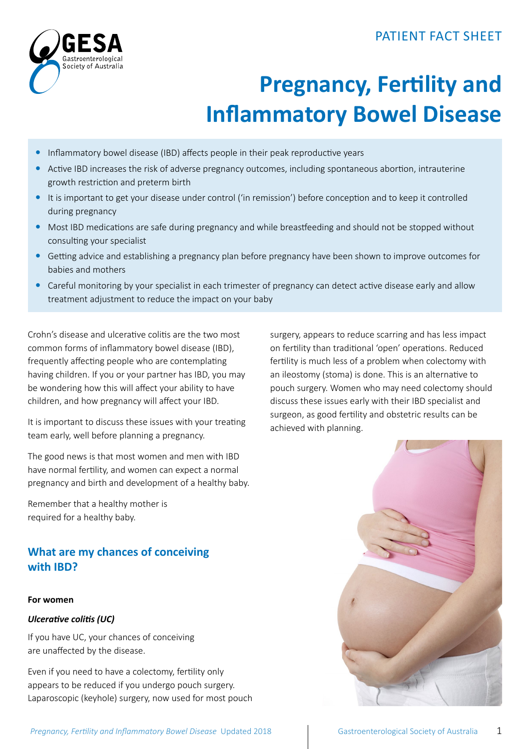PATIENT FACT SHEET

# Pregnancy, Fertility and Inflammatory Bowel Disease

- Inflammatory bowel disease (IBD) affects people in their peak reproductive years
- Active IBD increases the risk of adverse pregnancy outcomes, including spontaneous abortion, intrauterine growth restriction and preterm birth
- It is important to get your disease under control ('in remission') before conception and to keep it controlled during pregnancy
- Most IBD medications are safe during pregnancy and while breastfeeding and should not be stopped without consulting your specialist
- Getting advice and establishing a pregnancy plan before pregnancy have been shown to improve outcomes for babies and mothers
- Careful monitoring by your specialist in each trimester of pregnancy can detect active disease early and allow treatment adjustment to reduce the impact on your baby

Crohn's disease and ulcerative colitis are the two most common forms of inflammatory bowel disease (IBD), frequently affecting people who are contemplating having children. If you or your partner has IBD, you may be wondering how this will affect your ability to have children, and how pregnancy will affect your IBD.

It is important to discuss these issues with your treating team early, well before planning a pregnancy.

The good news is that most women and men with IBD have normal fertility, and women can expect a normal pregnancy and birth and development of a healthy baby.

Remember that a healthy mother is required for a healthy baby.

## What are my chances of conceiving with IBD?

**For women**

***Ulcerative colitis (UC)***

If you have UC, your chances of conceiving are unaffected by the disease.

Even if you need to have a colectomy, fertility only appears to be reduced if you undergo pouch surgery. Laparoscopic (keyhole) surgery, now used for most pouch surgery, appears to reduce scarring and has less impact on fertility than traditional 'open' operations. Reduced fertility is much less of a problem when colectomy with an ileostomy (stoma) is done. This is an alternative to pouch surgery. Women who may need colectomy should discuss these issues early with their IBD specialist and surgeon, as good fertility and obstetric results can be achieved with planning.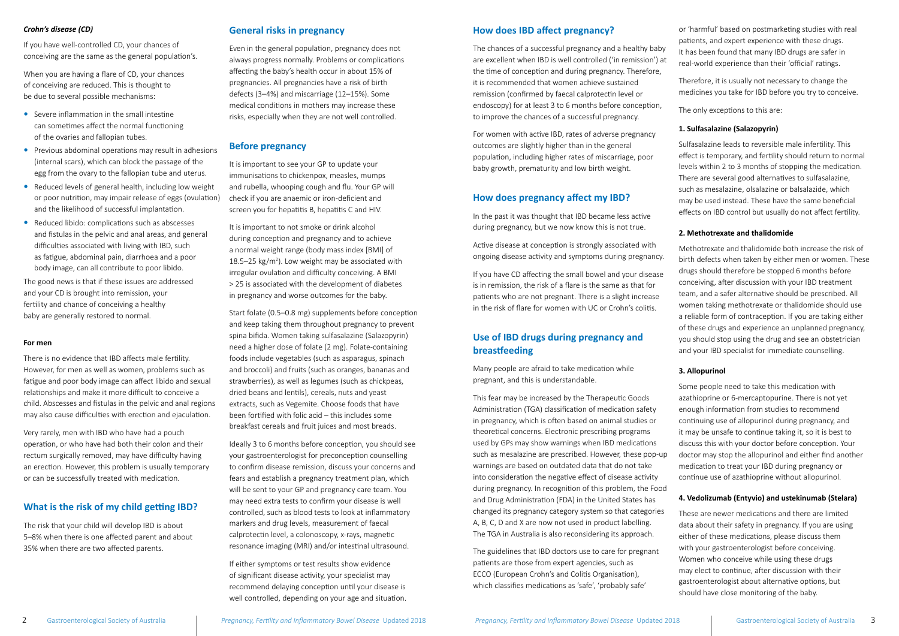### *Crohn's disease (CD)*

If you have well-controlled CD, your chances of conceiving are the same as the general population's.

When you are having a flare of CD, your chances of conceiving are reduced. This is thought to be due to several possible mechanisms:

- Severe inflammation in the small intestine can sometimes affect the normal functioning of the ovaries and fallopian tubes.
- Previous abdominal operations may result in adhesions (internal scars), which can block the passage of the egg from the ovary to the fallopian tube and uterus.
- Reduced levels of general health, including low weight or poor nutrition, may impair release of eggs (ovulation) and the likelihood of successful implantation.
- Reduced libido: complications such as abscesses and fistulas in the pelvic and anal areas, and general difficulties associated with living with IBD, such as fatigue, abdominal pain, diarrhoea and a poor body image, can all contribute to poor libido.

The good news is that if these issues are addressed and your CD is brought into remission, your fertility and chance of conceiving a healthy baby are generally restored to normal.

#### For men

There is no evidence that IBD affects male fertility. However, for men as well as women, problems such as fatigue and poor body image can affect libido and sexual relationships and make it more difficult to conceive a child. Abscesses and fistulas in the pelvic and anal regions may also cause difficulties with erection and ejaculation.

Very rarely, men with IBD who have had a pouch operation, or who have had both their colon and their rectum surgically removed, may have difficulty having an erection. However, this problem is usually temporary or can be successfully treated with medication.

## What is the risk of my child getting IBD?

The risk that your child will develop IBD is about 5–8% when there is one affected parent and about 35% when there are two affected parents.

## General risks in pregnancy

Even in the general population, pregnancy does not always progress normally. Problems or complications affecting the baby's health occur in about 15% of pregnancies. All pregnancies have a risk of birth defects (3–4%) and miscarriage (12–15%). Some medical conditions in mothers may increase these risks, especially when they are not well controlled.

## Before pregnancy

It is important to see your GP to update your immunisations to chickenpox, measles, mumps and rubella, whooping cough and flu. Your GP will check if you are anaemic or iron-deficient and screen you for hepatitis B, hepatitis C and HIV.

It is important to not smoke or drink alcohol during conception and pregnancy and to achieve a normal weight range (body mass index [BMI] of 18.5–25 $kg/m^2$). Low weight may be associated with irregular ovulation and difficulty conceiving. A BMI > 25 is associated with the development of diabetes in pregnancy and worse outcomes for the baby.

Start folate (0.5–0.8 mg) supplements before conception and keep taking them throughout pregnancy to prevent spina bifida. Women taking sulfasalazine (Salazopyrin) need a higher dose of folate (2 mg). Folate-containing foods include vegetables (such as asparagus, spinach and broccoli) and fruits (such as oranges, bananas and strawberries), as well as legumes (such as chickpeas, dried beans and lentils), cereals, nuts and yeast extracts, such as Vegemite. Choose foods that have been fortified with folic acid – this includes some breakfast cereals and fruit juices and most breads.

Ideally 3 to 6 months before conception, you should see your gastroenterologist for preconception counselling to confirm disease remission, discuss your concerns and fears and establish a pregnancy treatment plan, which will be sent to your GP and pregnancy care team. You may need extra tests to confirm your disease is well controlled, such as blood tests to look at inflammatory markers and drug levels, measurement of faecal calprotectin level, a colonoscopy, x-rays, magnetic resonance imaging (MRI) and/or intestinal ultrasound.

If either symptoms or test results show evidence of significant disease activity, your specialist may recommend delaying conception until your disease is well controlled, depending on your age and situation.

## How does IBD affect pregnancy?

The chances of a successful pregnancy and a healthy baby are excellent when IBD is well controlled ('in remission') at the time of conception and during pregnancy. Therefore, it is recommended that women achieve sustained remission (confirmed by faecal calprotectin level or endoscopy) for at least 3 to 6 months before conception, to improve the chances of a successful pregnancy.

For women with active IBD, rates of adverse pregnancy outcomes are slightly higher than in the general population, including higher rates of miscarriage, poor baby growth, prematurity and low birth weight.

## How does pregnancy affect my IBD?

In the past it was thought that IBD became less active during pregnancy, but we now know this is not true.

Active disease at conception is strongly associated with ongoing disease activity and symptoms during pregnancy.

If you have CD affecting the small bowel and your disease is in remission, the risk of a flare is the same as that for patients who are not pregnant. There is a slight increase in the risk of flare for women with UC or Crohn's colitis.

## Use of IBD drugs during pregnancy and breastfeeding

Many people are afraid to take medication while pregnant, and this is understandable.

This fear may be increased by the Therapeutic Goods Administration (TGA) classification of medication safety in pregnancy, which is often based on animal studies or theoretical concerns. Electronic prescribing programs used by GPs may show warnings when IBD medications such as mesalazine are prescribed. However, these pop-up warnings are based on outdated data that do not take into consideration the negative effect of disease activity during pregnancy. In recognition of this problem, the Food and Drug Administration (FDA) in the United States has changed its pregnancy category system so that categories A, B, C, D and X are now not used in product labelling. The TGA in Australia is also reconsidering its approach.

The guidelines that IBD doctors use to care for pregnant patients are those from expert agencies, such as ECCO (European Crohn's and Colitis Organisation), which classifies medications as 'safe', 'probably safe' or 'harmful' based on postmarketing studies with real patients, and expert experience with these drugs. It has been found that many IBD drugs are safer in real-world experience than their 'official' ratings.

Therefore, it is usually not necessary to change the medicines you take for IBD before you try to conceive.

The only exceptions to this are:

#### 1. Sulfasalazine (Salazopyrin)

Sulfasalazine leads to reversible male infertility. This effect is temporary, and fertility should return to normal levels within 2 to 3 months of stopping the medication. There are several good alternatives to sulfasalazine, such as mesalazine, olsalazine or balsalazide, which may be used instead. These have the same beneficial effects on IBD control but usually do not affect fertility.

#### 2. Methotrexate and thalidomide

Methotrexate and thalidomide both increase the risk of birth defects when taken by either men or women. These drugs should therefore be stopped 6 months before conceiving, after discussion with your IBD treatment team, and a safer alternative should be prescribed. All women taking methotrexate or thalidomide should use a reliable form of contraception. If you are taking either of these drugs and experience an unplanned pregnancy, you should stop using the drug and see an obstetrician and your IBD specialist for immediate counselling.

#### 3. Allopurinol

Some people need to take this medication with azathioprine or 6-mercaptopurine. There is not yet enough information from studies to recommend continuing use of allopurinol during pregnancy, and it may be unsafe to continue taking it, so it is best to discuss this with your doctor before conception. Your doctor may stop the allopurinol and either find another medication to treat your IBD during pregnancy or continue use of azathioprine without allopurinol.

#### 4. Vedolizumab (Entyvio) and ustekinumab (Stelara)

These are newer medications and there are limited data about their safety in pregnancy. If you are using either of these medications, please discuss them with your gastroenterologist before conceiving. Women who conceive while using these drugs may elect to continue, after discussion with their gastroenterologist about alternative options, but should have close monitoring of the baby.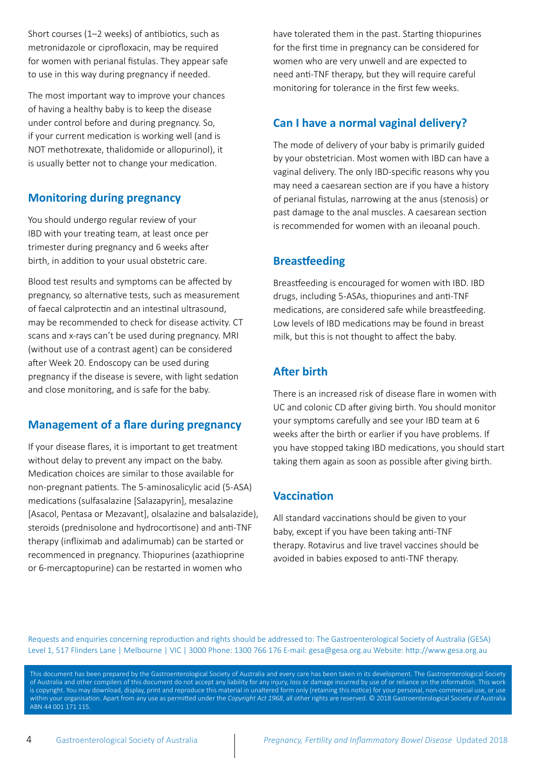Short courses (1–2 weeks) of antibiotics, such as metronidazole or ciprofloxacin, may be required for women with perianal fistulas. They appear safe to use in this way during pregnancy if needed.

The most important way to improve your chances of having a healthy baby is to keep the disease under control before and during pregnancy. So, if your current medication is working well (and is NOT methotrexate, thalidomide or allopurinol), it is usually better not to change your medication.

## Monitoring during pregnancy

You should undergo regular review of your IBD with your treating team, at least once per trimester during pregnancy and 6 weeks after birth, in addition to your usual obstetric care.

Blood test results and symptoms can be affected by pregnancy, so alternative tests, such as measurement of faecal calprotectin and an intestinal ultrasound, may be recommended to check for disease activity. CT scans and x-rays can't be used during pregnancy. MRI (without use of a contrast agent) can be considered after Week 20. Endoscopy can be used during pregnancy if the disease is severe, with light sedation and close monitoring, and is safe for the baby.

## Management of a flare during pregnancy

If your disease flares, it is important to get treatment without delay to prevent any impact on the baby. Medication choices are similar to those available for non-pregnant patients. The 5-aminosalicylic acid (5-ASA) medications (sulfasalazine [Salazapyrin], mesalazine [Asacol, Pentasa or Mezavant], olsalazine and balsalazide), steroids (prednisolone and hydrocortisone) and anti-TNF therapy (infliximab and adalimumab) can be started or recommenced in pregnancy. Thiopurines (azathioprine or 6-mercaptopurine) can be restarted in women who have tolerated them in the past. Starting thiopurines for the first time in pregnancy can be considered for women who are very unwell and are expected to need anti-TNF therapy, but they will require careful monitoring for tolerance in the first few weeks.

## Can I have a normal vaginal delivery?

The mode of delivery of your baby is primarily guided by your obstetrician. Most women with IBD can have a vaginal delivery. The only IBD-specific reasons why you may need a caesarean section are if you have a history of perianal fistulas, narrowing at the anus (stenosis) or past damage to the anal muscles. A caesarean section is recommended for women with an ileoanal pouch.

## Breastfeeding

Breastfeeding is encouraged for women with IBD. IBD drugs, including 5-ASAs, thiopurines and anti-TNF medications, are considered safe while breastfeeding. Low levels of IBD medications may be found in breast milk, but this is not thought to affect the baby.

## After birth

There is an increased risk of disease flare in women with UC and colonic CD after giving birth. You should monitor your symptoms carefully and see your IBD team at 6 weeks after the birth or earlier if you have problems. If you have stopped taking IBD medications, you should start taking them again as soon as possible after giving birth.

## Vaccination

All standard vaccinations should be given to your baby, except if you have been taking anti-TNF therapy. Rotavirus and live travel vaccines should be avoided in babies exposed to anti-TNF therapy.

Requests and enquiries concerning reproduction and rights should be addressed to: The Gastroenterological Society of Australia (GESA) Level 1, 517 Flinders Lane | Melbourne | VIC | 3000 Phone: 1300 766 176 E-mail: gesa@gesa.org.au Website: http://www.gesa.org.au

This document has been prepared by the Gastroenterological Society of Australia and every care has been taken in its development. The Gastroenterological Society of Australia and other compilers of this document do not accept any liability for any injury, loss or damage incurred by use of or reliance on the information. This work is copyright. You may download, display, print and reproduce this material in unaltered form only (retaining this notice) for your personal, non-commercial use, or use within your organisation. Apart from any use as permitted under the *Copyright Act 1968*, all other rights are reserved. © 2018 Gastroenterological Society of Australia ABN 44 001 171 115.